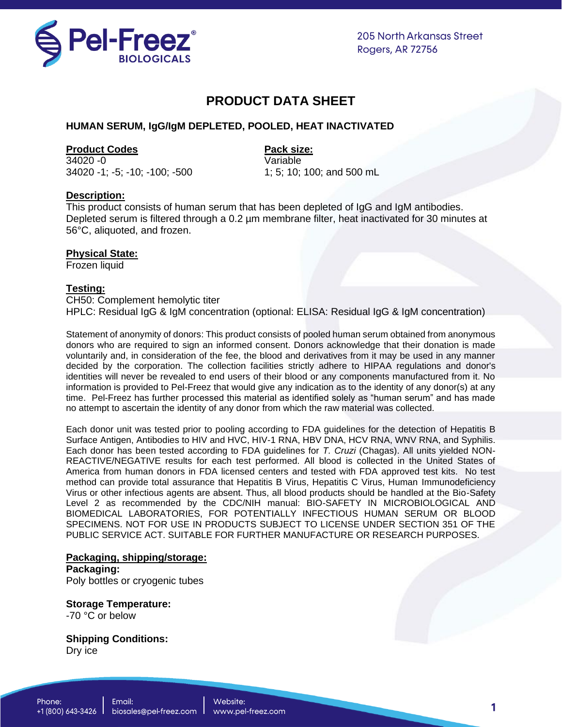Pel-Freez® BIOLOGICALS

205 North Arkansas Street
Rogers, AR 72756

# PRODUCT DATA SHEET

## HUMAN SERUM, IgG/IgM DEPLETED, POOLED, HEAT INACTIVATED

| **Product Codes** | **Pack size:** |
|---|---|
| 34020 -0 | Variable |
| 34020 -1; -5; -10; -100; -500 | 1; 5; 10; 100; and 500 mL |

**Description:**
This product consists of human serum that has been depleted of IgG and IgM antibodies. Depleted serum is filtered through a 0.2 µm membrane filter, heat inactivated for 30 minutes at 56°C, aliquoted, and frozen.

**Physical State:**
Frozen liquid

**Testing:**
CH50: Complement hemolytic titer
HPLC: Residual IgG & IgM concentration (optional: ELISA: Residual IgG & IgM concentration)

Statement of anonymity of donors: This product consists of pooled human serum obtained from anonymous donors who are required to sign an informed consent. Donors acknowledge that their donation is made voluntarily and, in consideration of the fee, the blood and derivatives from it may be used in any manner decided by the corporation. The collection facilities strictly adhere to HIPAA regulations and donor's identities will never be revealed to end users of their blood or any components manufactured from it. No information is provided to Pel-Freez that would give any indication as to the identity of any donor(s) at any time. Pel-Freez has further processed this material as identified solely as "human serum" and has made no attempt to ascertain the identity of any donor from which the raw material was collected.

Each donor unit was tested prior to pooling according to FDA guidelines for the detection of Hepatitis B Surface Antigen, Antibodies to HIV and HVC, HIV-1 RNA, HBV DNA, HCV RNA, WNV RNA, and Syphilis. Each donor has been tested according to FDA guidelines for *T. Cruzi* (Chagas). All units yielded NON-REACTIVE/NEGATIVE results for each test performed. All blood is collected in the United States of America from human donors in FDA licensed centers and tested with FDA approved test kits. No test method can provide total assurance that Hepatitis B Virus, Hepatitis C Virus, Human Immunodeficiency Virus or other infectious agents are absent. Thus, all blood products should be handled at the Bio-Safety Level 2 as recommended by the CDC/NIH manual: BIO-SAFETY IN MICROBIOLOGICAL AND BIOMEDICAL LABORATORIES, FOR POTENTIALLY INFECTIOUS HUMAN SERUM OR BLOOD SPECIMENS. NOT FOR USE IN PRODUCTS SUBJECT TO LICENSE UNDER SECTION 351 OF THE PUBLIC SERVICE ACT. SUITABLE FOR FURTHER MANUFACTURE OR RESEARCH PURPOSES.

**Packaging, shipping/storage:**

**Packaging:**
Poly bottles or cryogenic tubes

**Storage Temperature:**
-70 °C or below

**Shipping Conditions:**
Dry ice

Phone: +1 (800) 643-3426 | Email: biosales@pel-freez.com | Website: www.pel-freez.com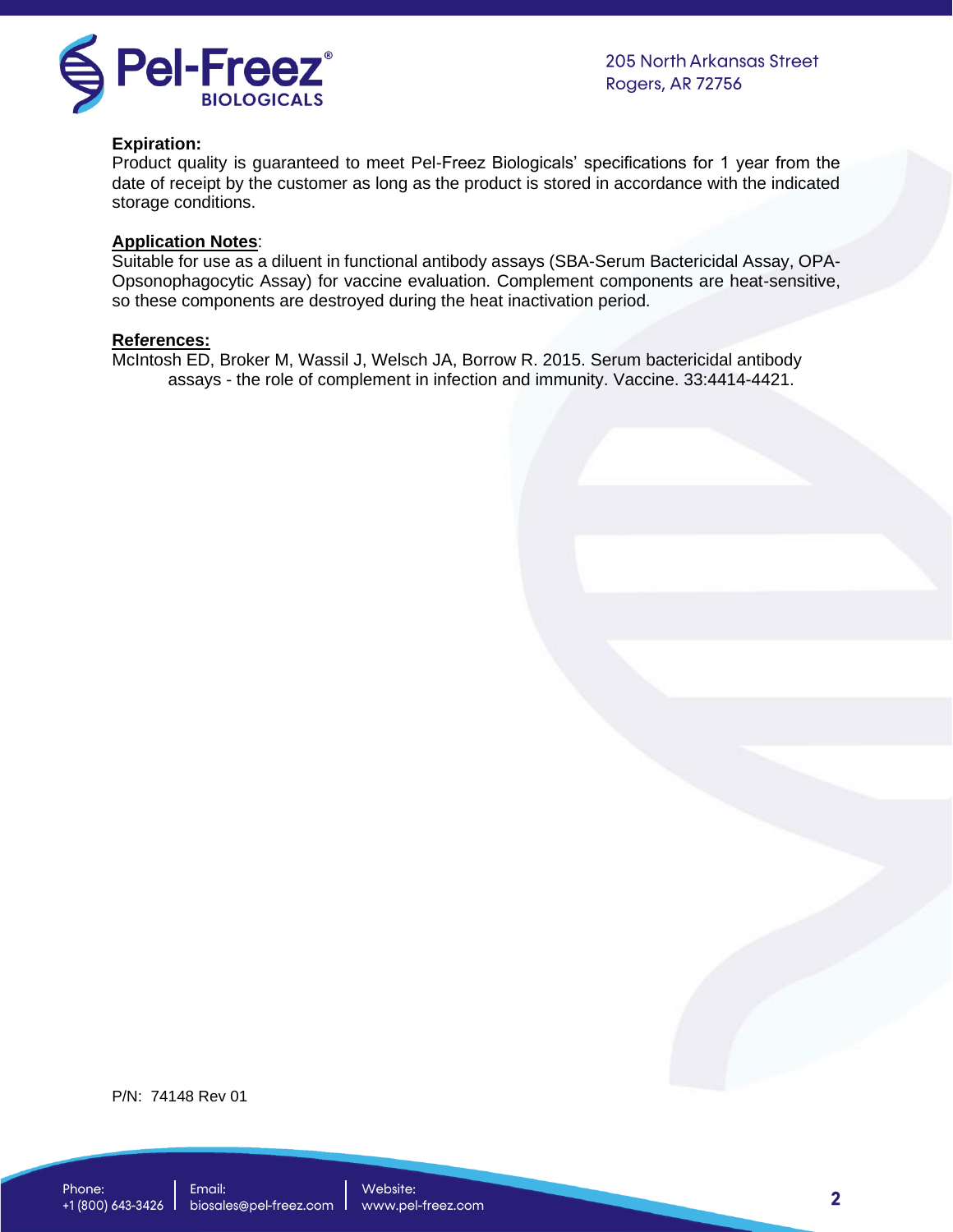**Expiration:**
Product quality is guaranteed to meet Pel-Freez Biologicals' specifications for 1 year from the date of receipt by the customer as long as the product is stored in accordance with the indicated storage conditions.

**Application Notes**:
Suitable for use as a diluent in functional antibody assays (SBA-Serum Bactericidal Assay, OPA-Opsonophagocytic Assay) for vaccine evaluation. Complement components are heat-sensitive, so these components are destroyed during the heat inactivation period.

**References:**
McIntosh ED, Broker M, Wassil J, Welsch JA, Borrow R. 2015. Serum bactericidal antibody assays - the role of complement in infection and immunity. Vaccine. 33:4414-4421.

P/N: 74148 Rev 01